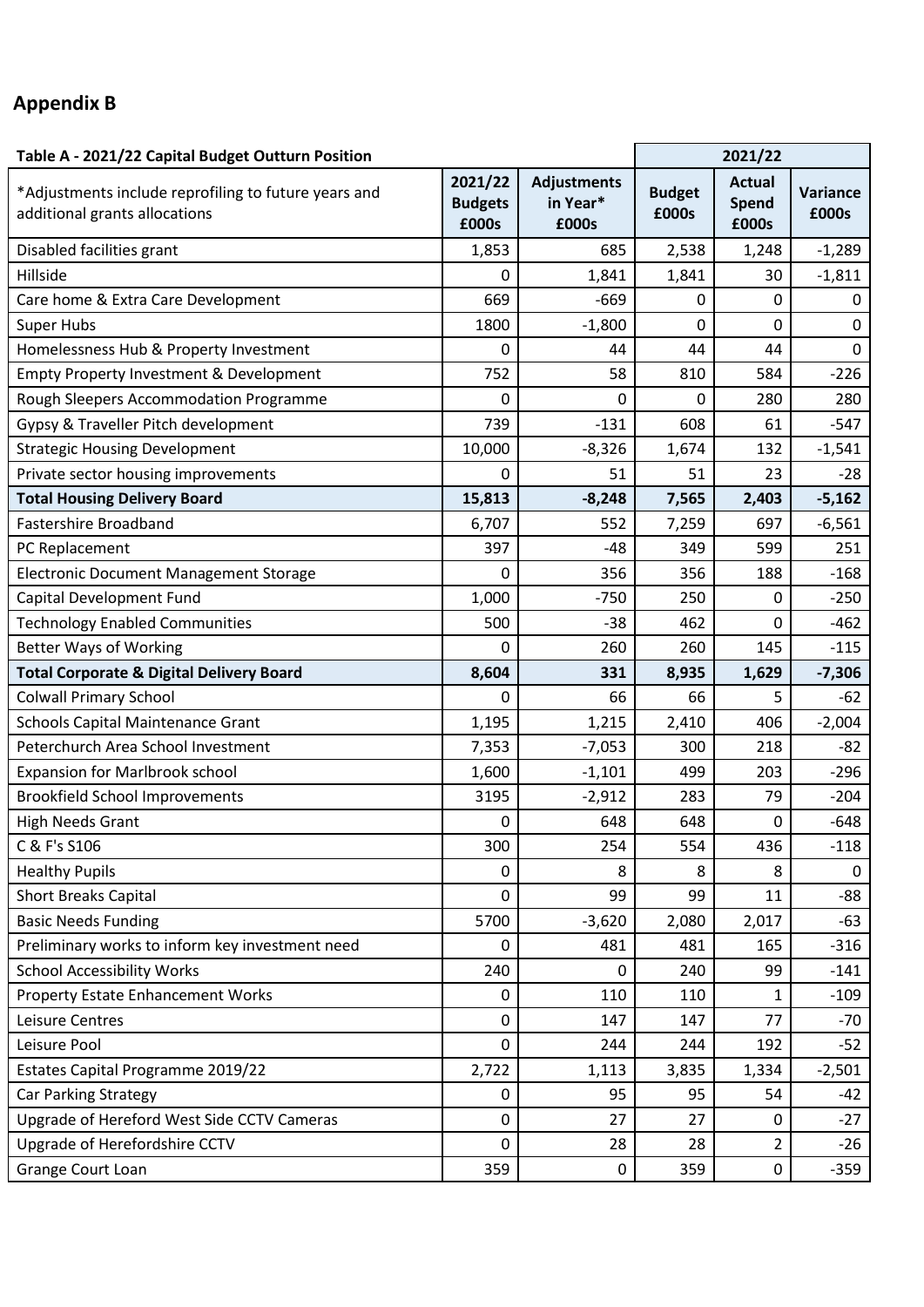## Appendix B

| Table A - 2021/22 Capital Budget Outturn Position | | | 2021/22 | | |
|---|---|---|---|---|---|
| *Adjustments include reprofiling to future years and additional grants allocations | 2021/22 Budgets £000s | Adjustments in Year* £000s | Budget £000s | Actual Spend £000s | Variance £000s |
| Disabled facilities grant | 1,853 | 685 | 2,538 | 1,248 | -1,289 |
| Hillside | 0 | 1,841 | 1,841 | 30 | -1,811 |
| Care home & Extra Care Development | 669 | -669 | 0 | 0 | 0 |
| Super Hubs | 1800 | -1,800 | 0 | 0 | 0 |
| Homelessness Hub & Property Investment | 0 | 44 | 44 | 44 | 0 |
| Empty Property Investment & Development | 752 | 58 | 810 | 584 | -226 |
| Rough Sleepers Accommodation Programme | 0 | 0 | 0 | 280 | 280 |
| Gypsy & Traveller Pitch development | 739 | -131 | 608 | 61 | -547 |
| Strategic Housing Development | 10,000 | -8,326 | 1,674 | 132 | -1,541 |
| Private sector housing improvements | 0 | 51 | 51 | 23 | -28 |
| **Total Housing Delivery Board** | **15,813** | **-8,248** | **7,565** | **2,403** | **-5,162** |
| Fastershire Broadband | 6,707 | 552 | 7,259 | 697 | -6,561 |
| PC Replacement | 397 | -48 | 349 | 599 | 251 |
| Electronic Document Management Storage | 0 | 356 | 356 | 188 | -168 |
| Capital Development Fund | 1,000 | -750 | 250 | 0 | -250 |
| Technology Enabled Communities | 500 | -38 | 462 | 0 | -462 |
| Better Ways of Working | 0 | 260 | 260 | 145 | -115 |
| **Total Corporate & Digital Delivery Board** | **8,604** | **331** | **8,935** | **1,629** | **-7,306** |
| Colwall Primary School | 0 | 66 | 66 | 5 | -62 |
| Schools Capital Maintenance Grant | 1,195 | 1,215 | 2,410 | 406 | -2,004 |
| Peterchurch Area School Investment | 7,353 | -7,053 | 300 | 218 | -82 |
| Expansion for Marlbrook school | 1,600 | -1,101 | 499 | 203 | -296 |
| Brookfield School Improvements | 3195 | -2,912 | 283 | 79 | -204 |
| High Needs Grant | 0 | 648 | 648 | 0 | -648 |
| C & F's S106 | 300 | 254 | 554 | 436 | -118 |
| Healthy Pupils | 0 | 8 | 8 | 8 | 0 |
| Short Breaks Capital | 0 | 99 | 99 | 11 | -88 |
| Basic Needs Funding | 5700 | -3,620 | 2,080 | 2,017 | -63 |
| Preliminary works to inform key investment need | 0 | 481 | 481 | 165 | -316 |
| School Accessibility Works | 240 | 0 | 240 | 99 | -141 |
| Property Estate Enhancement Works | 0 | 110 | 110 | 1 | -109 |
| Leisure Centres | 0 | 147 | 147 | 77 | -70 |
| Leisure Pool | 0 | 244 | 244 | 192 | -52 |
| Estates Capital Programme 2019/22 | 2,722 | 1,113 | 3,835 | 1,334 | -2,501 |
| Car Parking Strategy | 0 | 95 | 95 | 54 | -42 |
| Upgrade of Hereford West Side CCTV Cameras | 0 | 27 | 27 | 0 | -27 |
| Upgrade of Herefordshire CCTV | 0 | 28 | 28 | 2 | -26 |
| Grange Court Loan | 359 | 0 | 359 | 0 | -359 |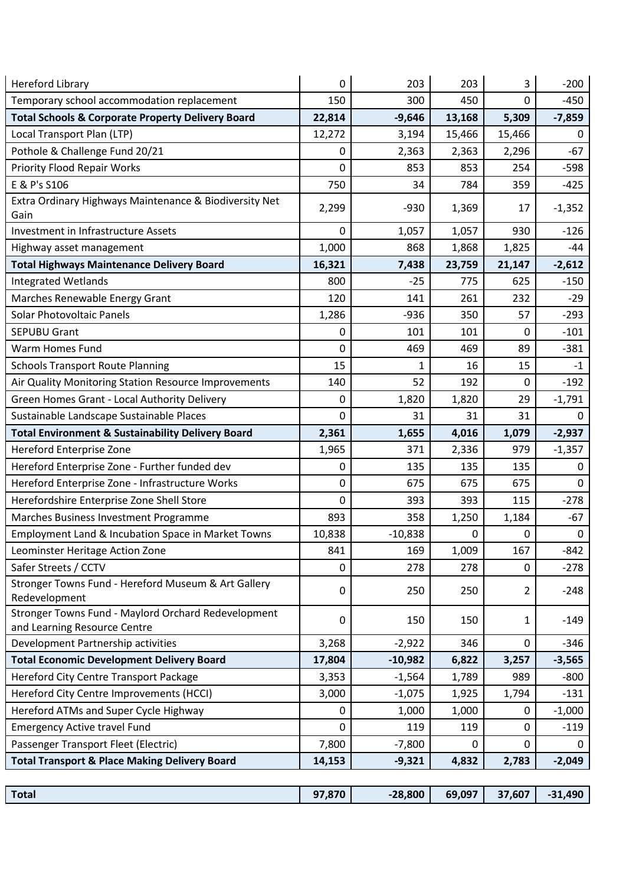| | | | | | |
|---|---|---|---|---|---|
| Hereford Library | 0 | 203 | 203 | 3 | -200 |
| Temporary school accommodation replacement | 150 | 300 | 450 | 0 | -450 |
| **Total Schools & Corporate Property Delivery Board** | **22,814** | **-9,646** | **13,168** | **5,309** | **-7,859** |
| Local Transport Plan (LTP) | 12,272 | 3,194 | 15,466 | 15,466 | 0 |
| Pothole & Challenge Fund 20/21 | 0 | 2,363 | 2,363 | 2,296 | -67 |
| Priority Flood Repair Works | 0 | 853 | 853 | 254 | -598 |
| E & P's S106 | 750 | 34 | 784 | 359 | -425 |
| Extra Ordinary Highways Maintenance & Biodiversity Net Gain | 2,299 | -930 | 1,369 | 17 | -1,352 |
| Investment in Infrastructure Assets | 0 | 1,057 | 1,057 | 930 | -126 |
| Highway asset management | 1,000 | 868 | 1,868 | 1,825 | -44 |
| **Total Highways Maintenance Delivery Board** | **16,321** | **7,438** | **23,759** | **21,147** | **-2,612** |
| Integrated Wetlands | 800 | -25 | 775 | 625 | -150 |
| Marches Renewable Energy Grant | 120 | 141 | 261 | 232 | -29 |
| Solar Photovoltaic Panels | 1,286 | -936 | 350 | 57 | -293 |
| SEPUBU Grant | 0 | 101 | 101 | 0 | -101 |
| Warm Homes Fund | 0 | 469 | 469 | 89 | -381 |
| Schools Transport Route Planning | 15 | 1 | 16 | 15 | -1 |
| Air Quality Monitoring Station Resource Improvements | 140 | 52 | 192 | 0 | -192 |
| Green Homes Grant - Local Authority Delivery | 0 | 1,820 | 1,820 | 29 | -1,791 |
| Sustainable Landscape Sustainable Places | 0 | 31 | 31 | 31 | 0 |
| **Total Environment & Sustainability Delivery Board** | **2,361** | **1,655** | **4,016** | **1,079** | **-2,937** |
| Hereford Enterprise Zone | 1,965 | 371 | 2,336 | 979 | -1,357 |
| Hereford Enterprise Zone - Further funded dev | 0 | 135 | 135 | 135 | 0 |
| Hereford Enterprise Zone - Infrastructure Works | 0 | 675 | 675 | 675 | 0 |
| Herefordshire Enterprise Zone Shell Store | 0 | 393 | 393 | 115 | -278 |
| Marches Business Investment Programme | 893 | 358 | 1,250 | 1,184 | -67 |
| Employment Land & Incubation Space in Market Towns | 10,838 | -10,838 | 0 | 0 | 0 |
| Leominster Heritage Action Zone | 841 | 169 | 1,009 | 167 | -842 |
| Safer Streets / CCTV | 0 | 278 | 278 | 0 | -278 |
| Stronger Towns Fund - Hereford Museum & Art Gallery Redevelopment | 0 | 250 | 250 | 2 | -248 |
| Stronger Towns Fund - Maylord Orchard Redevelopment and Learning Resource Centre | 0 | 150 | 150 | 1 | -149 |
| Development Partnership activities | 3,268 | -2,922 | 346 | 0 | -346 |
| **Total Economic Development Delivery Board** | **17,804** | **-10,982** | **6,822** | **3,257** | **-3,565** |
| Hereford City Centre Transport Package | 3,353 | -1,564 | 1,789 | 989 | -800 |
| Hereford City Centre Improvements (HCCI) | 3,000 | -1,075 | 1,925 | 1,794 | -131 |
| Hereford ATMs and Super Cycle Highway | 0 | 1,000 | 1,000 | 0 | -1,000 |
| Emergency Active travel Fund | 0 | 119 | 119 | 0 | -119 |
| Passenger Transport Fleet (Electric) | 7,800 | -7,800 | 0 | 0 | 0 |
| **Total Transport & Place Making Delivery Board** | **14,153** | **-9,321** | **4,832** | **2,783** | **-2,049** |
| | | | | | |
| **Total** | **97,870** | **-28,800** | **69,097** | **37,607** | **-31,490** |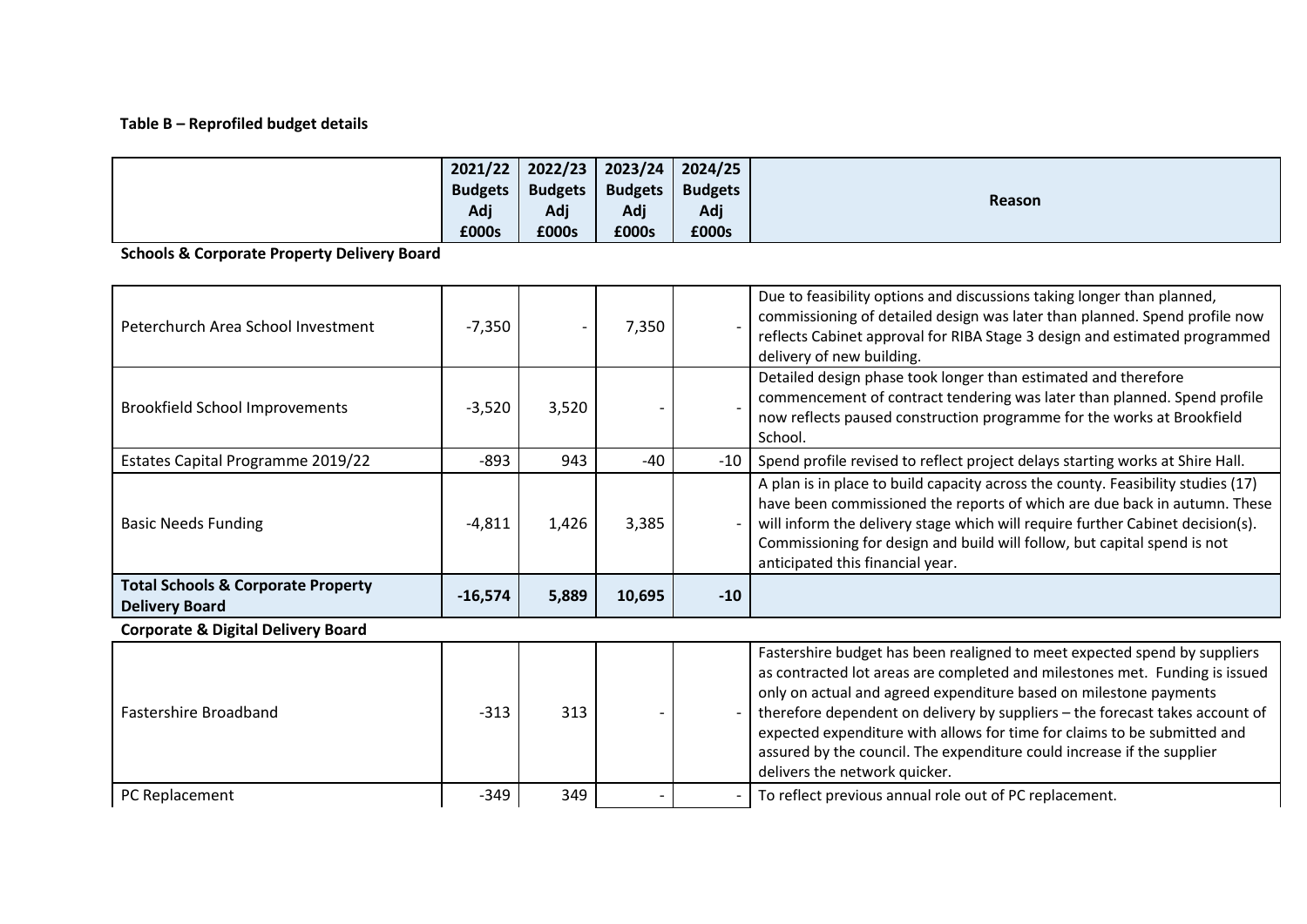**Table B – Reprofiled budget details**

| | 2021/22 Budgets Adj £000s | 2022/23 Budgets Adj £000s | 2023/24 Budgets Adj £000s | 2024/25 Budgets Adj £000s | Reason |
|---|---|---|---|---|---|
| **Schools & Corporate Property Delivery Board** | | | | | |
| Peterchurch Area School Investment | -7,350 | - | 7,350 | - | Due to feasibility options and discussions taking longer than planned, commissioning of detailed design was later than planned. Spend profile now reflects Cabinet approval for RIBA Stage 3 design and estimated programmed delivery of new building. |
| Brookfield School Improvements | -3,520 | 3,520 | - | - | Detailed design phase took longer than estimated and therefore commencement of contract tendering was later than planned. Spend profile now reflects paused construction programme for the works at Brookfield School. |
| Estates Capital Programme 2019/22 | -893 | 943 | -40 | -10 | Spend profile revised to reflect project delays starting works at Shire Hall. |
| Basic Needs Funding | -4,811 | 1,426 | 3,385 | - | A plan is in place to build capacity across the county. Feasibility studies (17) have been commissioned the reports of which are due back in autumn. These will inform the delivery stage which will require further Cabinet decision(s). Commissioning for design and build will follow, but capital spend is not anticipated this financial year. |
| **Total Schools & Corporate Property Delivery Board** | **-16,574** | **5,889** | **10,695** | **-10** | |
| **Corporate & Digital Delivery Board** | | | | | |
| Fastershire Broadband | -313 | 313 | - | - | Fastershire budget has been realigned to meet expected spend by suppliers as contracted lot areas are completed and milestones met. Funding is issued only on actual and agreed expenditure based on milestone payments therefore dependent on delivery by suppliers – the forecast takes account of expected expenditure with allows for time for claims to be submitted and assured by the council. The expenditure could increase if the supplier delivers the network quicker. |
| PC Replacement | -349 | 349 | - | - | To reflect previous annual role out of PC replacement. |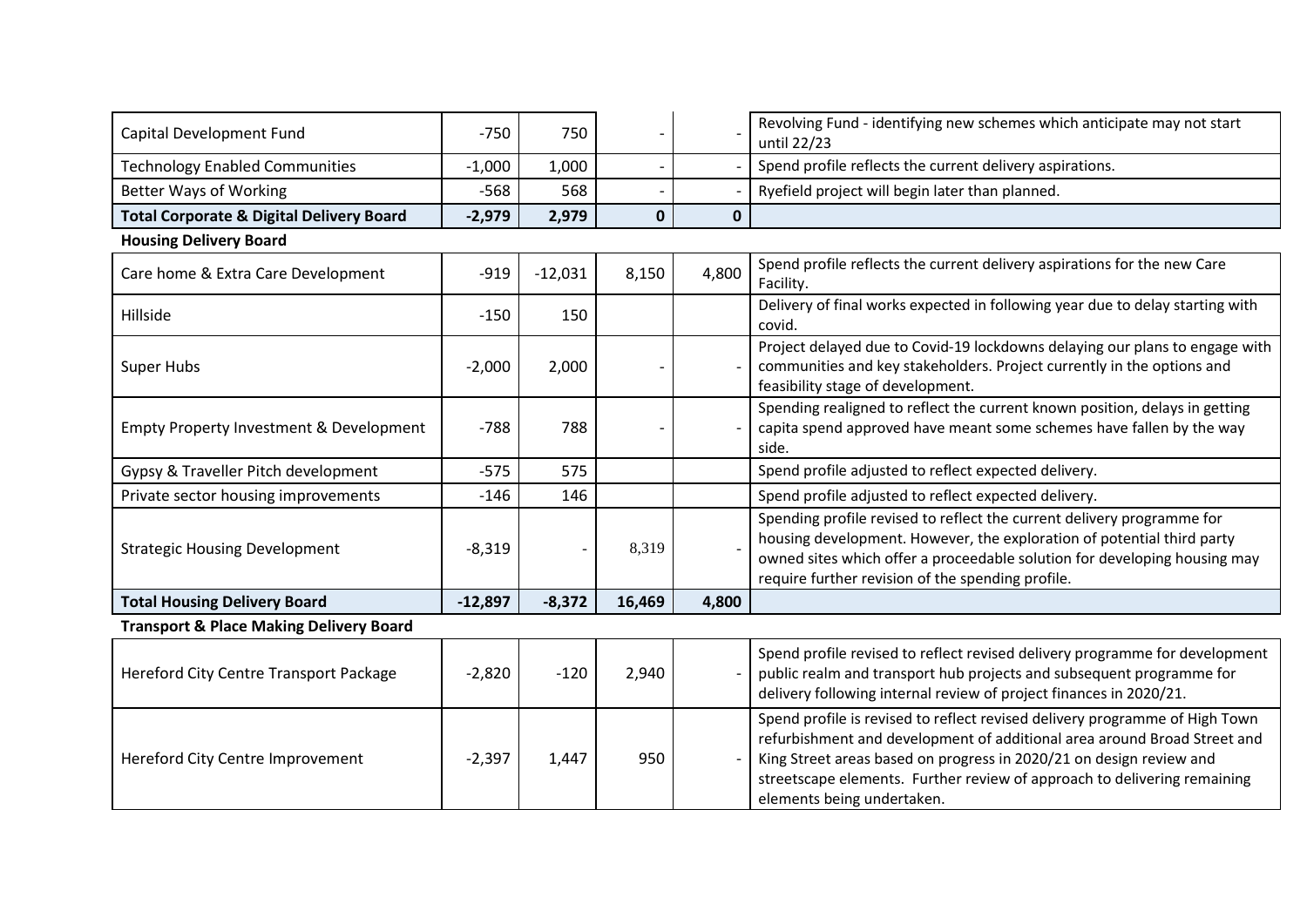| | | | | | |
|---|---|---|---|---|---|
| Capital Development Fund | -750 | 750 | - | - | Revolving Fund - identifying new schemes which anticipate may not start until 22/23 |
| Technology Enabled Communities | -1,000 | 1,000 | - | - | Spend profile reflects the current delivery aspirations. |
| Better Ways of Working | -568 | 568 | - | - | Ryefield project will begin later than planned. |
| **Total Corporate & Digital Delivery Board** | **-2,979** | **2,979** | **0** | **0** | |
| **Housing Delivery Board** | | | | | |
| Care home & Extra Care Development | -919 | -12,031 | 8,150 | 4,800 | Spend profile reflects the current delivery aspirations for the new Care Facility. |
| Hillside | -150 | 150 | | | Delivery of final works expected in following year due to delay starting with covid. |
| Super Hubs | -2,000 | 2,000 | - | - | Project delayed due to Covid-19 lockdowns delaying our plans to engage with communities and key stakeholders. Project currently in the options and feasibility stage of development. |
| Empty Property Investment & Development | -788 | 788 | - | - | Spending realigned to reflect the current known position, delays in getting capita spend approved have meant some schemes have fallen by the way side. |
| Gypsy & Traveller Pitch development | -575 | 575 | | | Spend profile adjusted to reflect expected delivery. |
| Private sector housing improvements | -146 | 146 | | | Spend profile adjusted to reflect expected delivery. |
| Strategic Housing Development | -8,319 | - | 8,319 | - | Spending profile revised to reflect the current delivery programme for housing development. However, the exploration of potential third party owned sites which offer a proceedable solution for developing housing may require further revision of the spending profile. |
| **Total Housing Delivery Board** | **-12,897** | **-8,372** | **16,469** | **4,800** | |
| **Transport & Place Making Delivery Board** | | | | | |
| Hereford City Centre Transport Package | -2,820 | -120 | 2,940 | - | Spend profile revised to reflect revised delivery programme for development public realm and transport hub projects and subsequent programme for delivery following internal review of project finances in 2020/21. |
| Hereford City Centre Improvement | -2,397 | 1,447 | 950 | - | Spend profile is revised to reflect revised delivery programme of High Town refurbishment and development of additional area around Broad Street and King Street areas based on progress in 2020/21 on design review and streetscape elements. Further review of approach to delivering remaining elements being undertaken. |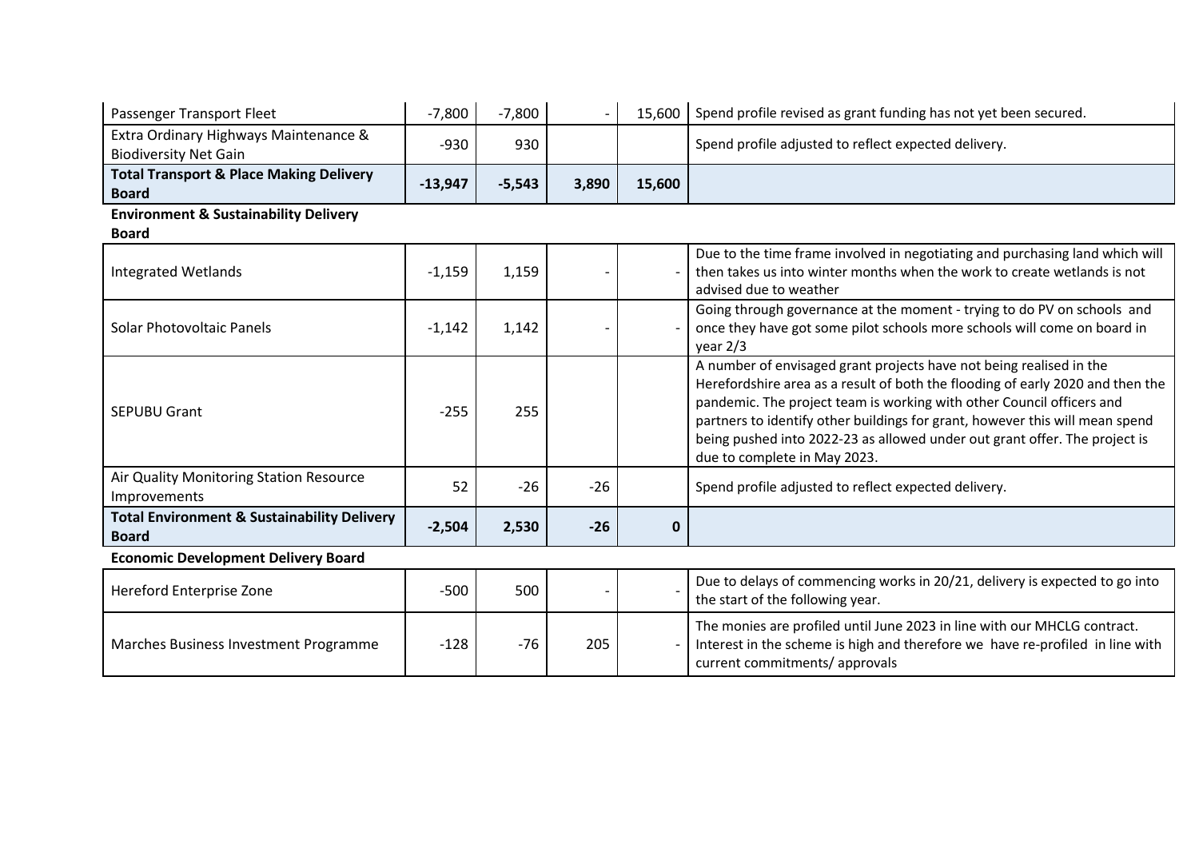| | | | | | |
|---|---|---|---|---|---|
| Passenger Transport Fleet | -7,800 | -7,800 | - | 15,600 | Spend profile revised as grant funding has not yet been secured. |
| Extra Ordinary Highways Maintenance & Biodiversity Net Gain | -930 | 930 | | | Spend profile adjusted to reflect expected delivery. |
| **Total Transport & Place Making Delivery Board** | **-13,947** | **-5,543** | **3,890** | **15,600** | |
| **Environment & Sustainability Delivery Board** | | | | | |
| Integrated Wetlands | -1,159 | 1,159 | - | - | Due to the time frame involved in negotiating and purchasing land which will then takes us into winter months when the work to create wetlands is not advised due to weather |
| Solar Photovoltaic Panels | -1,142 | 1,142 | - | - | Going through governance at the moment - trying to do PV on schools and once they have got some pilot schools more schools will come on board in year 2/3 |
| SEPUBU Grant | -255 | 255 | | | A number of envisaged grant projects have not being realised in the Herefordshire area as a result of both the flooding of early 2020 and then the pandemic. The project team is working with other Council officers and partners to identify other buildings for grant, however this will mean spend being pushed into 2022-23 as allowed under out grant offer. The project is due to complete in May 2023. |
| Air Quality Monitoring Station Resource Improvements | 52 | -26 | -26 | | Spend profile adjusted to reflect expected delivery. |
| **Total Environment & Sustainability Delivery Board** | **-2,504** | **2,530** | **-26** | **0** | |
| **Economic Development Delivery Board** | | | | | |
| Hereford Enterprise Zone | -500 | 500 | - | - | Due to delays of commencing works in 20/21, delivery is expected to go into the start of the following year. |
| Marches Business Investment Programme | -128 | -76 | 205 | - | The monies are profiled until June 2023 in line with our MHCLG contract. Interest in the scheme is high and therefore we have re-profiled in line with current commitments/ approvals |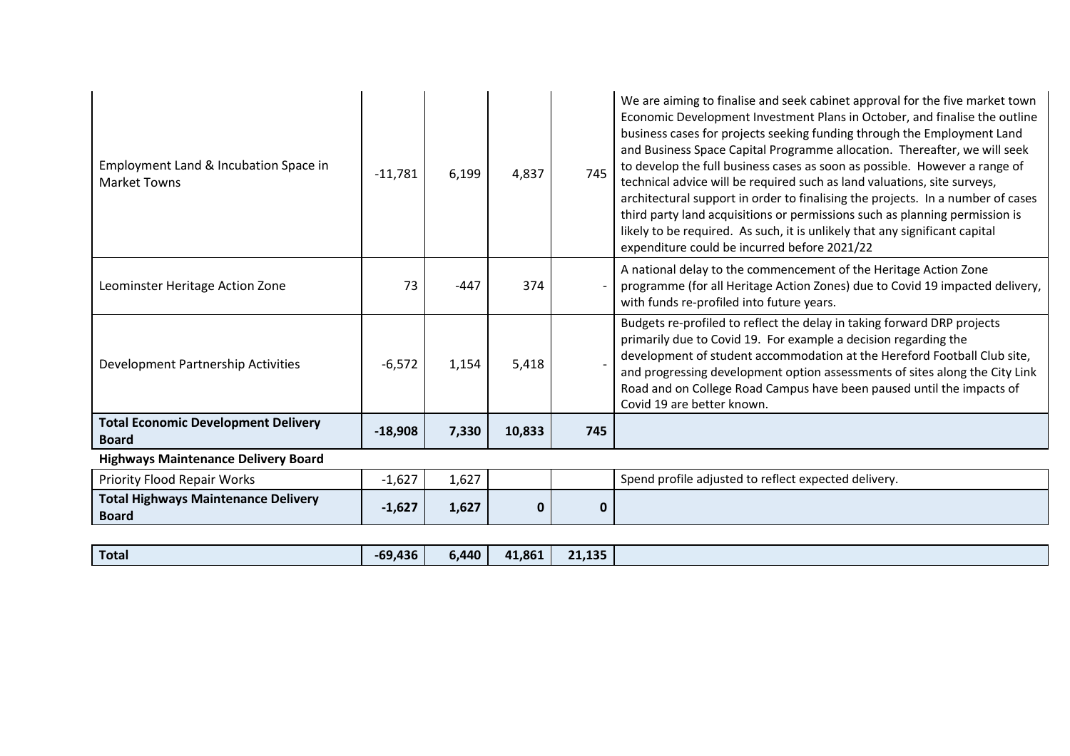| | | | | | |
|---|---|---|---|---|---|
| Employment Land & Incubation Space in Market Towns | -11,781 | 6,199 | 4,837 | 745 | We are aiming to finalise and seek cabinet approval for the five market town Economic Development Investment Plans in October, and finalise the outline business cases for projects seeking funding through the Employment Land and Business Space Capital Programme allocation. Thereafter, we will seek to develop the full business cases as soon as possible. However a range of technical advice will be required such as land valuations, site surveys, architectural support in order to finalising the projects. In a number of cases third party land acquisitions or permissions such as planning permission is likely to be required. As such, it is unlikely that any significant capital expenditure could be incurred before 2021/22 |
| Leominster Heritage Action Zone | 73 | -447 | 374 | - | A national delay to the commencement of the Heritage Action Zone programme (for all Heritage Action Zones) due to Covid 19 impacted delivery, with funds re-profiled into future years. |
| Development Partnership Activities | -6,572 | 1,154 | 5,418 | - | Budgets re-profiled to reflect the delay in taking forward DRP projects primarily due to Covid 19. For example a decision regarding the development of student accommodation at the Hereford Football Club site, and progressing development option assessments of sites along the City Link Road and on College Road Campus have been paused until the impacts of Covid 19 are better known. |
| **Total Economic Development Delivery Board** | **-18,908** | **7,330** | **10,833** | **745** | |
| **Highways Maintenance Delivery Board** | | | | | |
| Priority Flood Repair Works | -1,627 | 1,627 | | | Spend profile adjusted to reflect expected delivery. |
| **Total Highways Maintenance Delivery Board** | **-1,627** | **1,627** | **0** | **0** | |
| **Total** | **-69,436** | **6,440** | **41,861** | **21,135** | |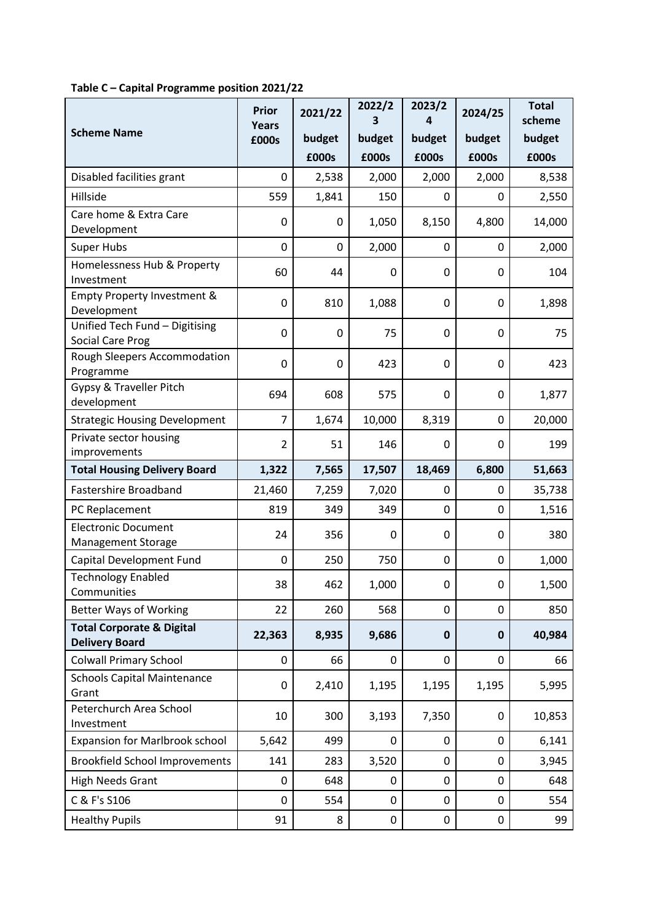**Table C – Capital Programme position 2021/22**

| Scheme Name | Prior Years £000s | 2021/22 budget £000s | 2022/23 budget £000s | 2023/24 budget £000s | 2024/25 budget £000s | Total scheme budget £000s |
|---|---|---|---|---|---|---|
| Disabled facilities grant | 0 | 2,538 | 2,000 | 2,000 | 2,000 | 8,538 |
| Hillside | 559 | 1,841 | 150 | 0 | 0 | 2,550 |
| Care home & Extra Care Development | 0 | 0 | 1,050 | 8,150 | 4,800 | 14,000 |
| Super Hubs | 0 | 0 | 2,000 | 0 | 0 | 2,000 |
| Homelessness Hub & Property Investment | 60 | 44 | 0 | 0 | 0 | 104 |
| Empty Property Investment & Development | 0 | 810 | 1,088 | 0 | 0 | 1,898 |
| Unified Tech Fund – Digitising Social Care Prog | 0 | 0 | 75 | 0 | 0 | 75 |
| Rough Sleepers Accommodation Programme | 0 | 0 | 423 | 0 | 0 | 423 |
| Gypsy & Traveller Pitch development | 694 | 608 | 575 | 0 | 0 | 1,877 |
| Strategic Housing Development | 7 | 1,674 | 10,000 | 8,319 | 0 | 20,000 |
| Private sector housing improvements | 2 | 51 | 146 | 0 | 0 | 199 |
| **Total Housing Delivery Board** | **1,322** | **7,565** | **17,507** | **18,469** | **6,800** | **51,663** |
| Fastershire Broadband | 21,460 | 7,259 | 7,020 | 0 | 0 | 35,738 |
| PC Replacement | 819 | 349 | 349 | 0 | 0 | 1,516 |
| Electronic Document Management Storage | 24 | 356 | 0 | 0 | 0 | 380 |
| Capital Development Fund | 0 | 250 | 750 | 0 | 0 | 1,000 |
| Technology Enabled Communities | 38 | 462 | 1,000 | 0 | 0 | 1,500 |
| Better Ways of Working | 22 | 260 | 568 | 0 | 0 | 850 |
| **Total Corporate & Digital Delivery Board** | **22,363** | **8,935** | **9,686** | **0** | **0** | **40,984** |
| Colwall Primary School | 0 | 66 | 0 | 0 | 0 | 66 |
| Schools Capital Maintenance Grant | 0 | 2,410 | 1,195 | 1,195 | 1,195 | 5,995 |
| Peterchurch Area School Investment | 10 | 300 | 3,193 | 7,350 | 0 | 10,853 |
| Expansion for Marlbrook school | 5,642 | 499 | 0 | 0 | 0 | 6,141 |
| Brookfield School Improvements | 141 | 283 | 3,520 | 0 | 0 | 3,945 |
| High Needs Grant | 0 | 648 | 0 | 0 | 0 | 648 |
| C & F's S106 | 0 | 554 | 0 | 0 | 0 | 554 |
| Healthy Pupils | 91 | 8 | 0 | 0 | 0 | 99 |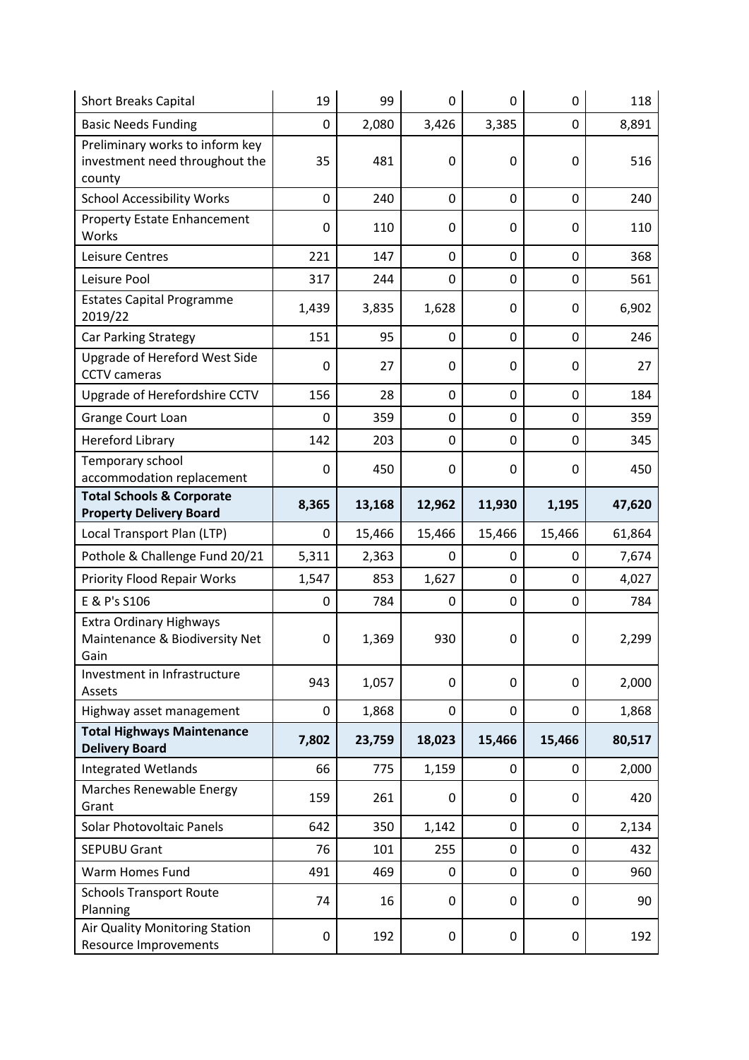| | | | | | | |
|---|---|---|---|---|---|---|
| Short Breaks Capital | 19 | 99 | 0 | 0 | 0 | 118 |
| Basic Needs Funding | 0 | 2,080 | 3,426 | 3,385 | 0 | 8,891 |
| Preliminary works to inform key investment need throughout the county | 35 | 481 | 0 | 0 | 0 | 516 |
| School Accessibility Works | 0 | 240 | 0 | 0 | 0 | 240 |
| Property Estate Enhancement Works | 0 | 110 | 0 | 0 | 0 | 110 |
| Leisure Centres | 221 | 147 | 0 | 0 | 0 | 368 |
| Leisure Pool | 317 | 244 | 0 | 0 | 0 | 561 |
| Estates Capital Programme 2019/22 | 1,439 | 3,835 | 1,628 | 0 | 0 | 6,902 |
| Car Parking Strategy | 151 | 95 | 0 | 0 | 0 | 246 |
| Upgrade of Hereford West Side CCTV cameras | 0 | 27 | 0 | 0 | 0 | 27 |
| Upgrade of Herefordshire CCTV | 156 | 28 | 0 | 0 | 0 | 184 |
| Grange Court Loan | 0 | 359 | 0 | 0 | 0 | 359 |
| Hereford Library | 142 | 203 | 0 | 0 | 0 | 345 |
| Temporary school accommodation replacement | 0 | 450 | 0 | 0 | 0 | 450 |
| **Total Schools & Corporate Property Delivery Board** | **8,365** | **13,168** | **12,962** | **11,930** | **1,195** | **47,620** |
| Local Transport Plan (LTP) | 0 | 15,466 | 15,466 | 15,466 | 15,466 | 61,864 |
| Pothole & Challenge Fund 20/21 | 5,311 | 2,363 | 0 | 0 | 0 | 7,674 |
| Priority Flood Repair Works | 1,547 | 853 | 1,627 | 0 | 0 | 4,027 |
| E & P's S106 | 0 | 784 | 0 | 0 | 0 | 784 |
| Extra Ordinary Highways Maintenance & Biodiversity Net Gain | 0 | 1,369 | 930 | 0 | 0 | 2,299 |
| Investment in Infrastructure Assets | 943 | 1,057 | 0 | 0 | 0 | 2,000 |
| Highway asset management | 0 | 1,868 | 0 | 0 | 0 | 1,868 |
| **Total Highways Maintenance Delivery Board** | **7,802** | **23,759** | **18,023** | **15,466** | **15,466** | **80,517** |
| Integrated Wetlands | 66 | 775 | 1,159 | 0 | 0 | 2,000 |
| Marches Renewable Energy Grant | 159 | 261 | 0 | 0 | 0 | 420 |
| Solar Photovoltaic Panels | 642 | 350 | 1,142 | 0 | 0 | 2,134 |
| SEPUBU Grant | 76 | 101 | 255 | 0 | 0 | 432 |
| Warm Homes Fund | 491 | 469 | 0 | 0 | 0 | 960 |
| Schools Transport Route Planning | 74 | 16 | 0 | 0 | 0 | 90 |
| Air Quality Monitoring Station Resource Improvements | 0 | 192 | 0 | 0 | 0 | 192 |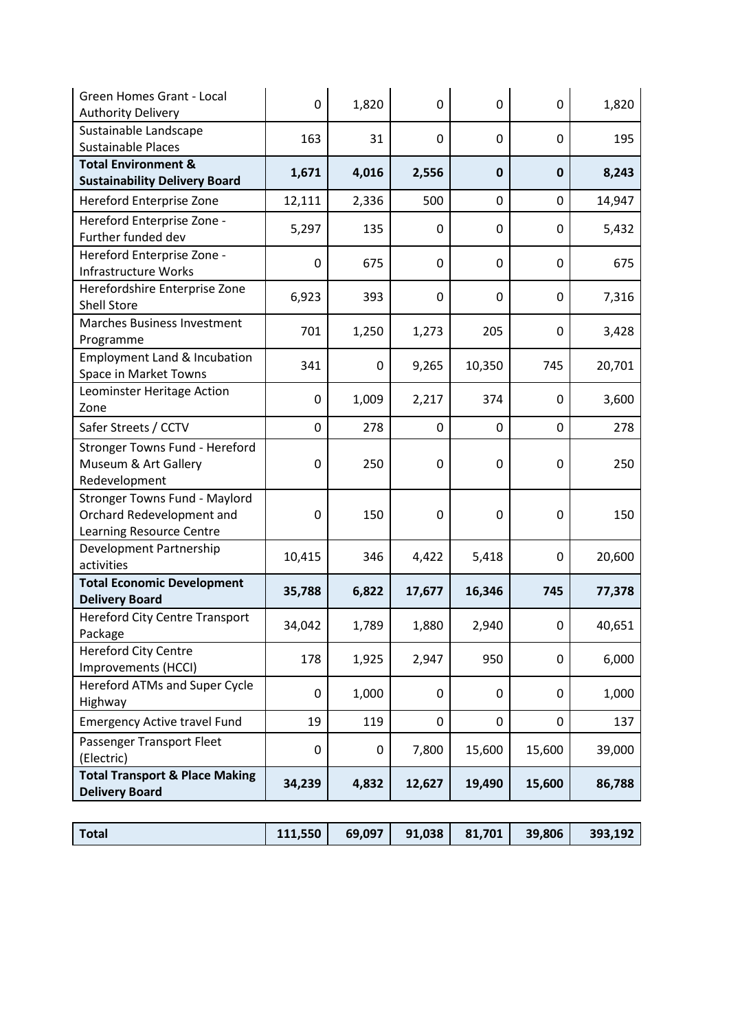| | | | | | | |
|---|---|---|---|---|---|---|
| Green Homes Grant - Local Authority Delivery | 0 | 1,820 | 0 | 0 | 0 | 1,820 |
| Sustainable Landscape Sustainable Places | 163 | 31 | 0 | 0 | 0 | 195 |
| **Total Environment & Sustainability Delivery Board** | **1,671** | **4,016** | **2,556** | **0** | **0** | **8,243** |
| Hereford Enterprise Zone | 12,111 | 2,336 | 500 | 0 | 0 | 14,947 |
| Hereford Enterprise Zone - Further funded dev | 5,297 | 135 | 0 | 0 | 0 | 5,432 |
| Hereford Enterprise Zone - Infrastructure Works | 0 | 675 | 0 | 0 | 0 | 675 |
| Herefordshire Enterprise Zone Shell Store | 6,923 | 393 | 0 | 0 | 0 | 7,316 |
| Marches Business Investment Programme | 701 | 1,250 | 1,273 | 205 | 0 | 3,428 |
| Employment Land & Incubation Space in Market Towns | 341 | 0 | 9,265 | 10,350 | 745 | 20,701 |
| Leominster Heritage Action Zone | 0 | 1,009 | 2,217 | 374 | 0 | 3,600 |
| Safer Streets / CCTV | 0 | 278 | 0 | 0 | 0 | 278 |
| Stronger Towns Fund - Hereford Museum & Art Gallery Redevelopment | 0 | 250 | 0 | 0 | 0 | 250 |
| Stronger Towns Fund - Maylord Orchard Redevelopment and Learning Resource Centre | 0 | 150 | 0 | 0 | 0 | 150 |
| Development Partnership activities | 10,415 | 346 | 4,422 | 5,418 | 0 | 20,600 |
| **Total Economic Development Delivery Board** | **35,788** | **6,822** | **17,677** | **16,346** | **745** | **77,378** |
| Hereford City Centre Transport Package | 34,042 | 1,789 | 1,880 | 2,940 | 0 | 40,651 |
| Hereford City Centre Improvements (HCCI) | 178 | 1,925 | 2,947 | 950 | 0 | 6,000 |
| Hereford ATMs and Super Cycle Highway | 0 | 1,000 | 0 | 0 | 0 | 1,000 |
| Emergency Active travel Fund | 19 | 119 | 0 | 0 | 0 | 137 |
| Passenger Transport Fleet (Electric) | 0 | 0 | 7,800 | 15,600 | 15,600 | 39,000 |
| **Total Transport & Place Making Delivery Board** | **34,239** | **4,832** | **12,627** | **19,490** | **15,600** | **86,788** |

| | | | | | | |
|---|---|---|---|---|---|---|
| **Total** | **111,550** | **69,097** | **91,038** | **81,701** | **39,806** | **393,192** |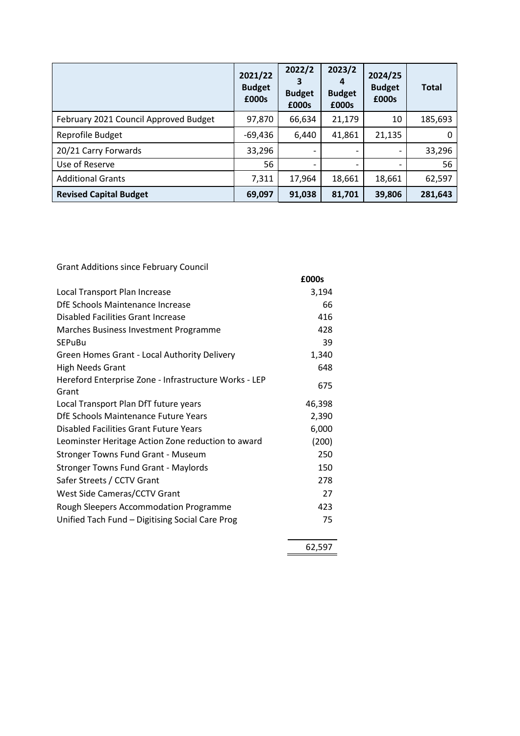| | 2021/22 Budget £000s | 2022/23 Budget £000s | 2023/24 Budget £000s | 2024/25 Budget £000s | Total |
|---|---|---|---|---|---|
| February 2021 Council Approved Budget | 97,870 | 66,634 | 21,179 | 10 | 185,693 |
| Reprofile Budget | -69,436 | 6,440 | 41,861 | 21,135 | 0 |
| 20/21 Carry Forwards | 33,296 | - | - | - | 33,296 |
| Use of Reserve | 56 | - | - | - | 56 |
| Additional Grants | 7,311 | 17,964 | 18,661 | 18,661 | 62,597 |
| **Revised Capital Budget** | **69,097** | **91,038** | **81,701** | **39,806** | **281,643** |

Grant Additions since February Council

| | £000s |
|---|---|
| Local Transport Plan Increase | 3,194 |
| DfE Schools Maintenance Increase | 66 |
| Disabled Facilities Grant Increase | 416 |
| Marches Business Investment Programme | 428 |
| SEPuBu | 39 |
| Green Homes Grant - Local Authority Delivery | 1,340 |
| High Needs Grant | 648 |
| Hereford Enterprise Zone - Infrastructure Works - LEP Grant | 675 |
| Local Transport Plan DfT future years | 46,398 |
| DfE Schools Maintenance Future Years | 2,390 |
| Disabled Facilities Grant Future Years | 6,000 |
| Leominster Heritage Action Zone reduction to award | (200) |
| Stronger Towns Fund Grant - Museum | 250 |
| Stronger Towns Fund Grant - Maylords | 150 |
| Safer Streets / CCTV Grant | 278 |
| West Side Cameras/CCTV Grant | 27 |
| Rough Sleepers Accommodation Programme | 423 |
| Unified Tach Fund – Digitising Social Care Prog | 75 |
| | 62,597 |